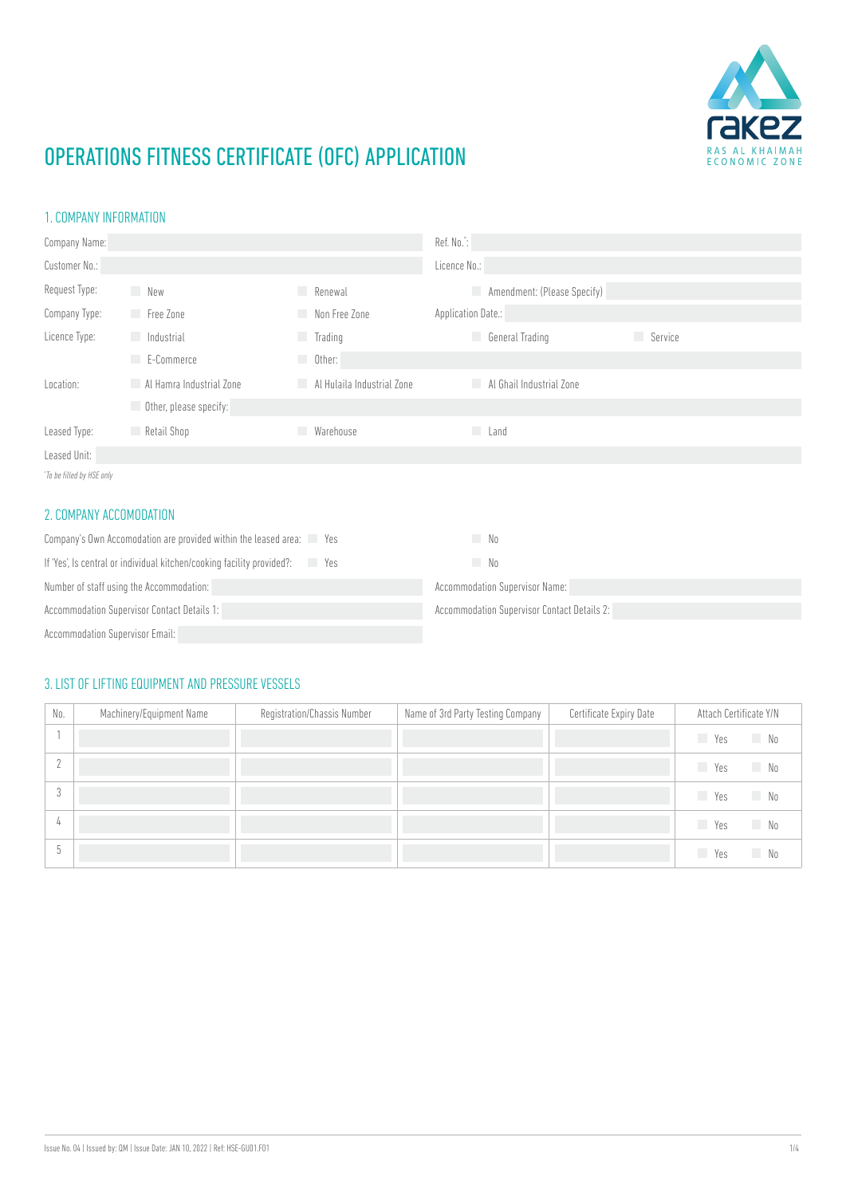# OPERATIONS FITNESS CERTIFICATE (OFC) APPLICATION

RAKEZ
RAS AL KHAIMAH ECONOMIC ZONE

## 1. COMPANY INFORMATION

Company Name: ____________________ Ref. No.*: ____________________

Customer No.: ____________________ Licence No.: ____________________

Request Type: ☐ New ☐ Renewal ☐ Amendment: (Please Specify) ____________________

Company Type: ☐ Free Zone ☐ Non Free Zone Application Date.: ____________________

Licence Type: ☐ Industrial ☐ Trading ☐ General Trading ☐ Service

☐ E-Commerce ☐ Other: ____________________

Location: ☐ Al Hamra Industrial Zone ☐ Al Hulaila Industrial Zone ☐ Al Ghail Industrial Zone

☐ Other, please specify: ____________________

Leased Type: ☐ Retail Shop ☐ Warehouse ☐ Land

Leased Unit: ____________________

*To be filled by HSE only*

## 2. COMPANY ACCOMODATION

Company's Own Accomodation are provided within the leased area: ☐ Yes ☐ No

If 'Yes', Is central or individual kitchen/cooking facility provided?: ☐ Yes ☐ No

Number of staff using the Accommodation: ____________________ Accommodation Supervisor Name: ____________________

Accommodation Supervisor Contact Details 1: ____________________ Accommodation Supervisor Contact Details 2: ____________________

Accommodation Supervisor Email: ____________________

## 3. LIST OF LIFTING EQUIPMENT AND PRESSURE VESSELS

| No. | Machinery/Equipment Name | Registration/Chassis Number | Name of 3rd Party Testing Company | Certificate Expiry Date | Attach Certificate Y/N |
|---|---|---|---|---|---|
| 1 | | | | | ☐ Yes ☐ No |
| 2 | | | | | ☐ Yes ☐ No |
| 3 | | | | | ☐ Yes ☐ No |
| 4 | | | | | ☐ Yes ☐ No |
| 5 | | | | | ☐ Yes ☐ No |

Issue No. 04 | Issued by: QM | Issue Date: JAN 10, 2022 | Ref: HSE-GU01.F01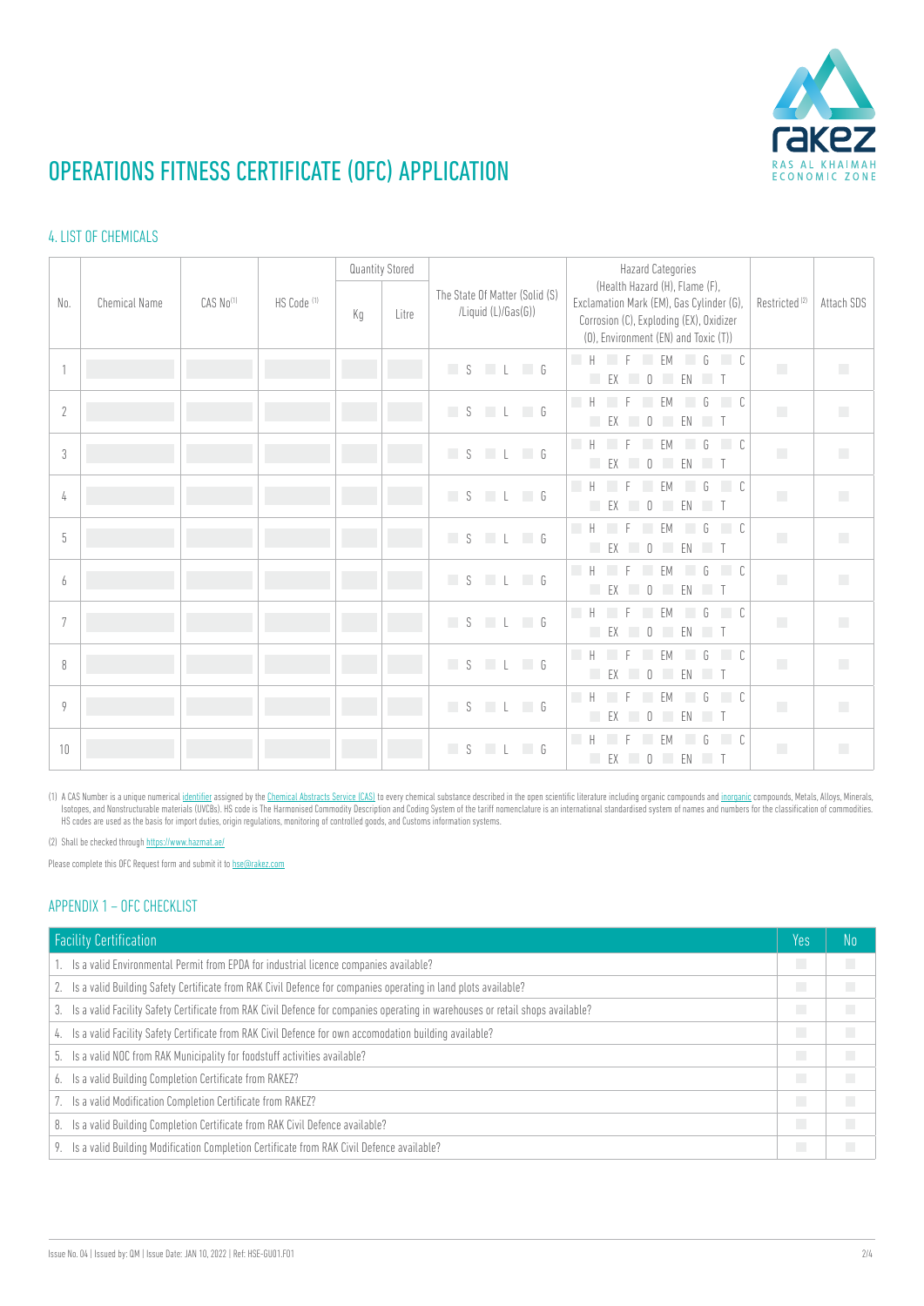# OPERATIONS FITNESS CERTIFICATE (OFC) APPLICATION

## 4. LIST OF CHEMICALS

| No. | Chemical Name | CAS No[1] | HS Code [1] | Quantity Stored | | The State Of Matter (Solid (S) /Liquid (L)/Gas(G)) | Hazard Categories (Health Hazard (H), Flame (F), Exclamation Mark (EM), Gas Cylinder (G), Corrosion (C), Exploding (EX), Oxidizer (O), Environment (EN) and Toxic (T)) | Restricted [2] | Attach SDS |
|---|---|---|---|---|---|---|---|---|---|
| | | | | Kg | Litre | | | | |
| 1 | | | | | | S L G | H F EM G C EX O EN T | | |
| 2 | | | | | | S L G | H F EM G C EX O EN T | | |
| 3 | | | | | | S L G | H F EM G C EX O EN T | | |
| 4 | | | | | | S L G | H F EM G C EX O EN T | | |
| 5 | | | | | | S L G | H F EM G C EX O EN T | | |
| 6 | | | | | | S L G | H F EM G C EX O EN T | | |
| 7 | | | | | | S L G | H F EM G C EX O EN T | | |
| 8 | | | | | | S L G | H F EM G C EX O EN T | | |
| 9 | | | | | | S L G | H F EM G C EX O EN T | | |
| 10 | | | | | | S L G | H F EM G C EX O EN T | | |

(1) A CAS Number is a unique numerical identifier assigned by the Chemical Abstracts Service (CAS) to every chemical substance described in the open scientific literature including organic compounds and inorganic compounds, Metals, Alloys, Minerals, Isotopes, and Nonstructurable materials (UVCBs). HS code is The Harmonised Commodity Description and Coding System of the tariff nomenclature is an international standardised system of names and numbers for the classification of commodities. HS codes are used as the basis for import duties, origin regulations, monitoring of controlled goods, and Customs information systems.

(2) Shall be checked through https://www.hazmat.ae/

Please complete this OFC Request form and submit it to hse@rakez.com

## APPENDIX 1 – OFC CHECKLIST

| Facility Certification | Yes | No |
|---|---|---|
| 1. Is a valid Environmental Permit from EPDA for industrial licence companies available? | | |
| 2. Is a valid Building Safety Certificate from RAK Civil Defence for companies operating in land plots available? | | |
| 3. Is a valid Facility Safety Certificate from RAK Civil Defence for companies operating in warehouses or retail shops available? | | |
| 4. Is a valid Facility Safety Certificate from RAK Civil Defence for own accomodation building available? | | |
| 5. Is a valid NOC from RAK Municipality for foodstuff activities available? | | |
| 6. Is a valid Building Completion Certificate from RAKEZ? | | |
| 7. Is a valid Modification Completion Certificate from RAKEZ? | | |
| 8. Is a valid Building Completion Certificate from RAK Civil Defence available? | | |
| 9. Is a valid Building Modification Completion Certificate from RAK Civil Defence available? | | |

Issue No. 04 | Issued by: QM | Issue Date: JAN 10, 2022 | Ref: HSE-GU01.F01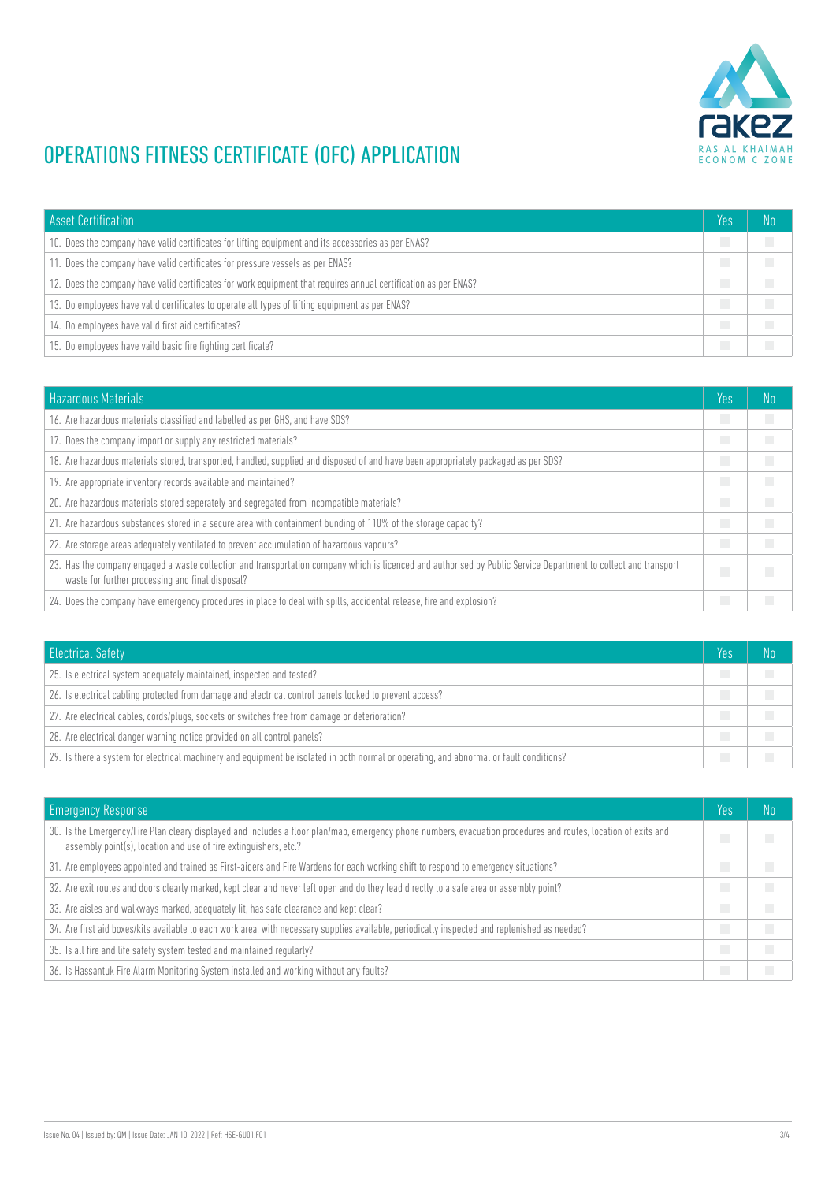# OPERATIONS FITNESS CERTIFICATE (OFC) APPLICATION

| Asset Certification | Yes | No |
|---|---|---|
| 10. Does the company have valid certificates for lifting equipment and its accessories as per ENAS? | | |
| 11. Does the company have valid certificates for pressure vessels as per ENAS? | | |
| 12. Does the company have valid certificates for work equipment that requires annual certification as per ENAS? | | |
| 13. Do employees have valid certificates to operate all types of lifting equipment as per ENAS? | | |
| 14. Do employees have valid first aid certificates? | | |
| 15. Do employees have vaild basic fire fighting certificate? | | |

| Hazardous Materials | Yes | No |
|---|---|---|
| 16. Are hazardous materials classified and labelled as per GHS, and have SDS? | | |
| 17. Does the company import or supply any restricted materials? | | |
| 18. Are hazardous materials stored, transported, handled, supplied and disposed of and have been appropriately packaged as per SDS? | | |
| 19. Are appropriate inventory records available and maintained? | | |
| 20. Are hazardous materials stored seperately and segregated from incompatible materials? | | |
| 21. Are hazardous substances stored in a secure area with containment bunding of 110% of the storage capacity? | | |
| 22. Are storage areas adequately ventilated to prevent accumulation of hazardous vapours? | | |
| 23. Has the company engaged a waste collection and transportation company which is licenced and authorised by Public Service Department to collect and transport waste for further processing and final disposal? | | |
| 24. Does the company have emergency procedures in place to deal with spills, accidental release, fire and explosion? | | |

| Electrical Safety | Yes | No |
|---|---|---|
| 25. Is electrical system adequately maintained, inspected and tested? | | |
| 26. Is electrical cabling protected from damage and electrical control panels locked to prevent access? | | |
| 27. Are electrical cables, cords/plugs, sockets or switches free from damage or deterioration? | | |
| 28. Are electrical danger warning notice provided on all control panels? | | |
| 29. Is there a system for electrical machinery and equipment be isolated in both normal or operating, and abnormal or fault conditions? | | |

| Emergency Response | Yes | No |
|---|---|---|
| 30. Is the Emergency/Fire Plan cleary displayed and includes a floor plan/map, emergency phone numbers, evacuation procedures and routes, location of exits and assembly point(s), location and use of fire extinguishers, etc.? | | |
| 31. Are employees appointed and trained as First-aiders and Fire Wardens for each working shift to respond to emergency situations? | | |
| 32. Are exit routes and doors clearly marked, kept clear and never left open and do they lead directly to a safe area or assembly point? | | |
| 33. Are aisles and walkways marked, adequately lit, has safe clearance and kept clear? | | |
| 34. Are first aid boxes/kits available to each work area, with necessary supplies available, periodically inspected and replenished as needed? | | |
| 35. Is all fire and life safety system tested and maintained regularly? | | |
| 36. Is Hassantuk Fire Alarm Monitoring System installed and working without any faults? | | |

Issue No. 04 | Issued by: QM | Issue Date: JAN 10, 2022 | Ref: HSE-GU01.F01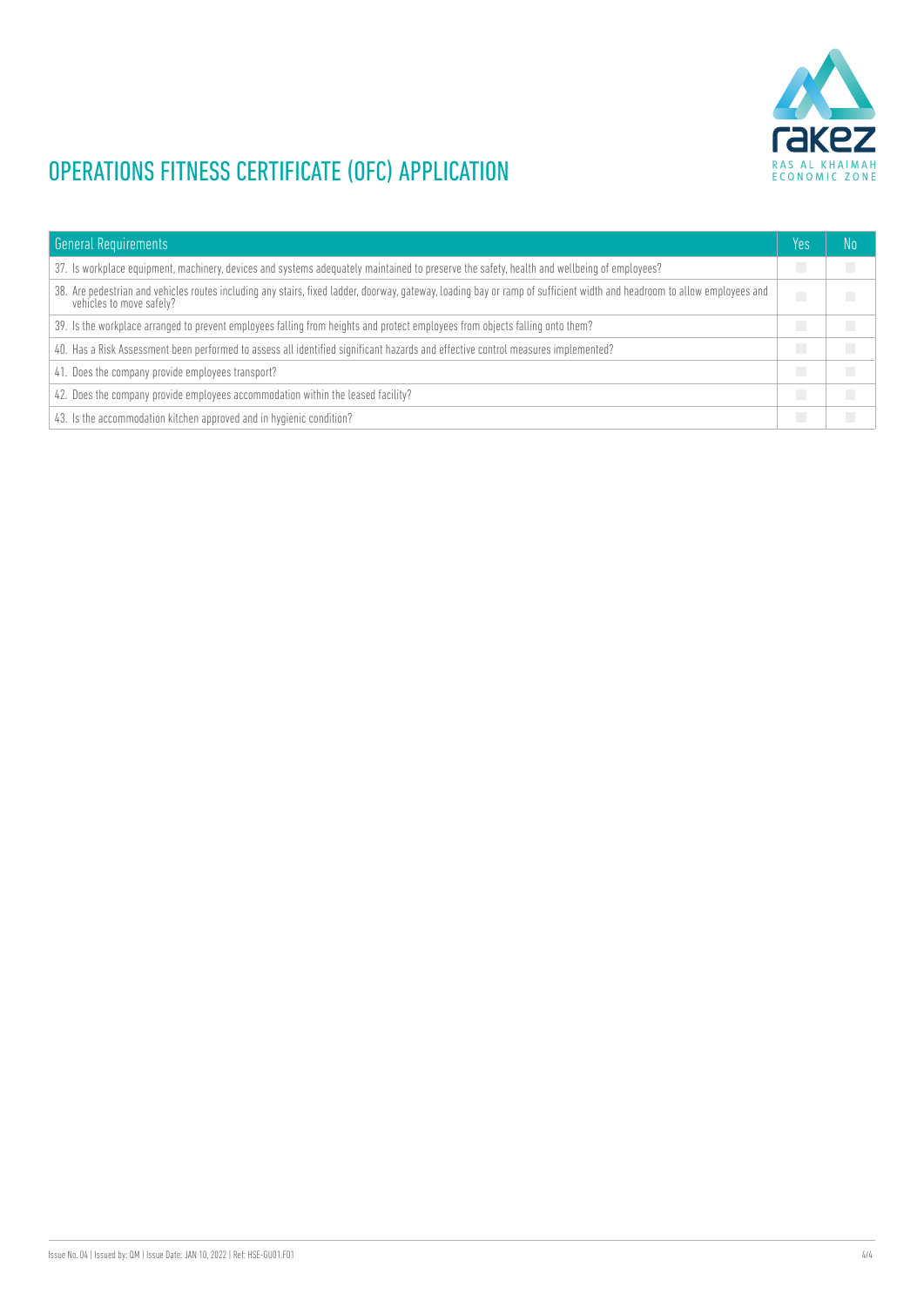# OPERATIONS FITNESS CERTIFICATE (OFC) APPLICATION

| General Requirements | Yes | No |
|---|---|---|
| 37. Is workplace equipment, machinery, devices and systems adequately maintained to preserve the safety, health and wellbeing of employees? | | |
| 38. Are pedestrian and vehicles routes including any stairs, fixed ladder, doorway, gateway, loading bay or ramp of sufficient width and headroom to allow employees and vehicles to move safely? | | |
| 39. Is the workplace arranged to prevent employees falling from heights and protect employees from objects falling onto them? | | |
| 40. Has a Risk Assessment been performed to assess all identified significant hazards and effective control measures implemented? | | |
| 41. Does the company provide employees transport? | | |
| 42. Does the company provide employees accommodation within the leased facility? | | |
| 43. Is the accommodation kitchen approved and in hygienic condition? | | |